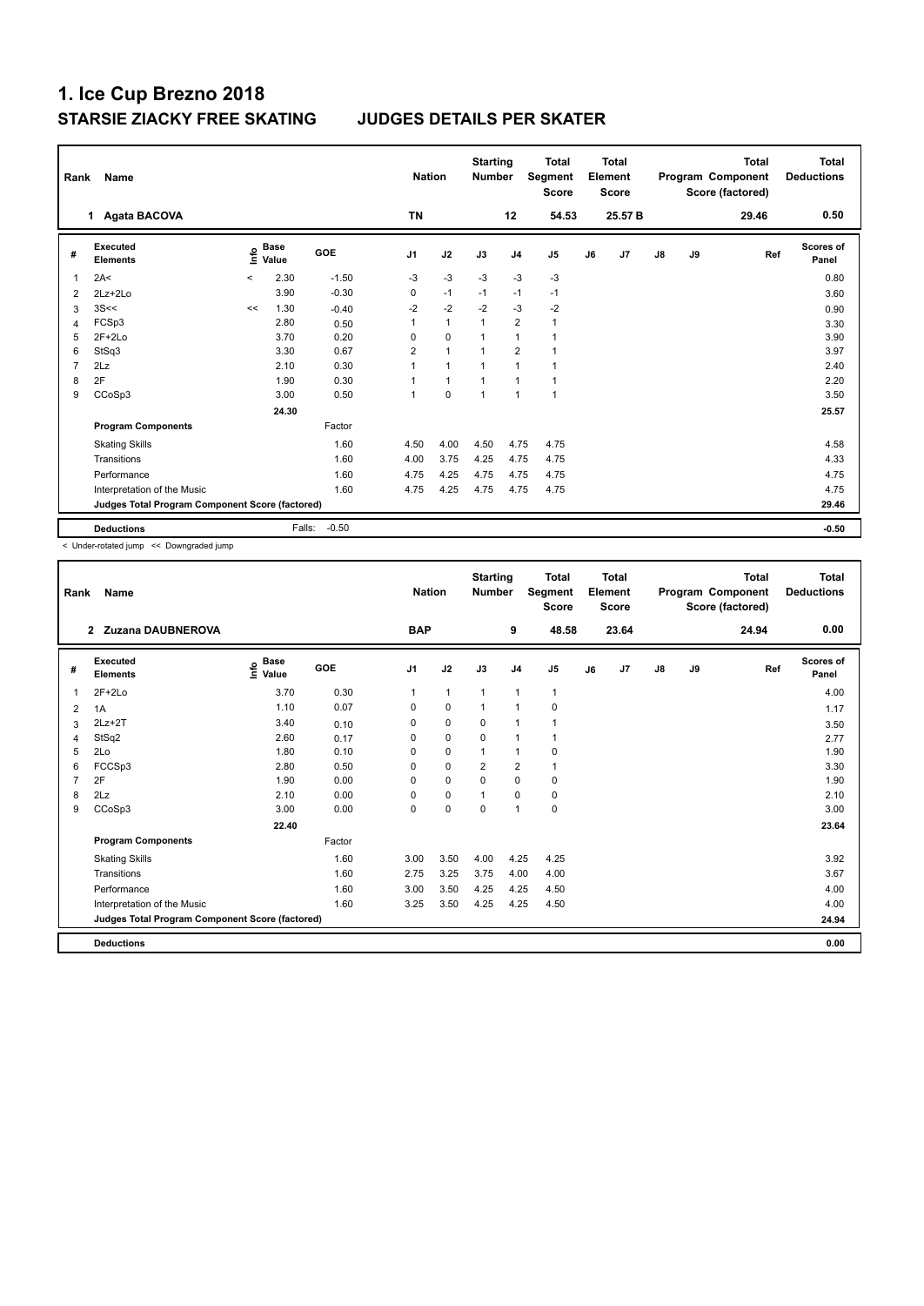# 1. Ice Cup Brezno 2018

## STARSIE ZIACKY FREE SKATING JUDGES DETAILS PER SKATER

| Rank | Name | Nation | Starting Number | Total Segment Score | Total Element Score | Total Program Component Score (factored) | Total Deductions |
|---|---|---|---|---|---|---|---|
| 1 | Agata BACOVA | TN | 12 | 54.53 | 25.57 B | 29.46 | 0.50 |

| # | Executed Elements | Info | Base Value | GOE | J1 | J2 | J3 | J4 | J5 | J6 | J7 | J8 | J9 | Ref | Scores of Panel |
|---|---|---|---|---|---|---|---|---|---|---|---|---|---|---|---|
| 1 | 2A< | < | 2.30 | -1.50 | -3 | -3 | -3 | -3 | -3 | | | | | | 0.80 |
| 2 | 2Lz+2Lo | | 3.90 | -0.30 | 0 | -1 | -1 | -1 | -1 | | | | | | 3.60 |
| 3 | 3S<< | << | 1.30 | -0.40 | -2 | -2 | -2 | -3 | -2 | | | | | | 0.90 |
| 4 | FCSp3 | | 2.80 | 0.50 | 1 | 1 | 1 | 2 | 1 | | | | | | 3.30 |
| 5 | 2F+2Lo | | 3.70 | 0.20 | 0 | 0 | 1 | 1 | 1 | | | | | | 3.90 |
| 6 | StSq3 | | 3.30 | 0.67 | 2 | 1 | 1 | 2 | 1 | | | | | | 3.97 |
| 7 | 2Lz | | 2.10 | 0.30 | 1 | 1 | 1 | 1 | 1 | | | | | | 2.40 |
| 8 | 2F | | 1.90 | 0.30 | 1 | 1 | 1 | 1 | 1 | | | | | | 2.20 |
| 9 | CCoSp3 | | 3.00 | 0.50 | 1 | 0 | 1 | 1 | 1 | | | | | | 3.50 |
| | | | 24.30 | | | | | | | | | | | | 25.57 |
| | **Program Components** | | | Factor | | | | | | | | | | | |
| | Skating Skills | | | 1.60 | 4.50 | 4.00 | 4.50 | 4.75 | 4.75 | | | | | | 4.58 |
| | Transitions | | | 1.60 | 4.00 | 3.75 | 4.25 | 4.75 | 4.75 | | | | | | 4.33 |
| | Performance | | | 1.60 | 4.75 | 4.25 | 4.75 | 4.75 | 4.75 | | | | | | 4.75 |
| | Interpretation of the Music | | | 1.60 | 4.75 | 4.25 | 4.75 | 4.75 | 4.75 | | | | | | 4.75 |
| | **Judges Total Program Component Score (factored)** | | | | | | | | | | | | | | 29.46 |
| | **Deductions** | | Falls: | -0.50 | | | | | | | | | | | -0.50 |

< Under-rotated jump << Downgraded jump

| Rank | Name | Nation | Starting Number | Total Segment Score | Total Element Score | Total Program Component Score (factored) | Total Deductions |
|---|---|---|---|---|---|---|---|
| 2 | Zuzana DAUBNEROVA | BAP | 9 | 48.58 | 23.64 | 24.94 | 0.00 |

| # | Executed Elements | Info | Base Value | GOE | J1 | J2 | J3 | J4 | J5 | J6 | J7 | J8 | J9 | Ref | Scores of Panel |
|---|---|---|---|---|---|---|---|---|---|---|---|---|---|---|---|
| 1 | 2F+2Lo | | 3.70 | 0.30 | 1 | 1 | 1 | 1 | 1 | | | | | | 4.00 |
| 2 | 1A | | 1.10 | 0.07 | 0 | 0 | 1 | 1 | 0 | | | | | | 1.17 |
| 3 | 2Lz+2T | | 3.40 | 0.10 | 0 | 0 | 0 | 1 | 1 | | | | | | 3.50 |
| 4 | StSq2 | | 2.60 | 0.17 | 0 | 0 | 0 | 1 | 1 | | | | | | 2.77 |
| 5 | 2Lo | | 1.80 | 0.10 | 0 | 0 | 1 | 1 | 0 | | | | | | 1.90 |
| 6 | FCCSp3 | | 2.80 | 0.50 | 0 | 0 | 2 | 2 | 1 | | | | | | 3.30 |
| 7 | 2F | | 1.90 | 0.00 | 0 | 0 | 0 | 0 | 0 | | | | | | 1.90 |
| 8 | 2Lz | | 2.10 | 0.00 | 0 | 0 | 1 | 0 | 0 | | | | | | 2.10 |
| 9 | CCoSp3 | | 3.00 | 0.00 | 0 | 0 | 0 | 1 | 0 | | | | | | 3.00 |
| | | | 22.40 | | | | | | | | | | | | 23.64 |
| | **Program Components** | | | Factor | | | | | | | | | | | |
| | Skating Skills | | | 1.60 | 3.00 | 3.50 | 4.00 | 4.25 | 4.25 | | | | | | 3.92 |
| | Transitions | | | 1.60 | 2.75 | 3.25 | 3.75 | 4.00 | 4.00 | | | | | | 3.67 |
| | Performance | | | 1.60 | 3.00 | 3.50 | 4.25 | 4.25 | 4.50 | | | | | | 4.00 |
| | Interpretation of the Music | | | 1.60 | 3.25 | 3.50 | 4.25 | 4.25 | 4.50 | | | | | | 4.00 |
| | **Judges Total Program Component Score (factored)** | | | | | | | | | | | | | | 24.94 |
| | **Deductions** | | | | | | | | | | | | | | 0.00 |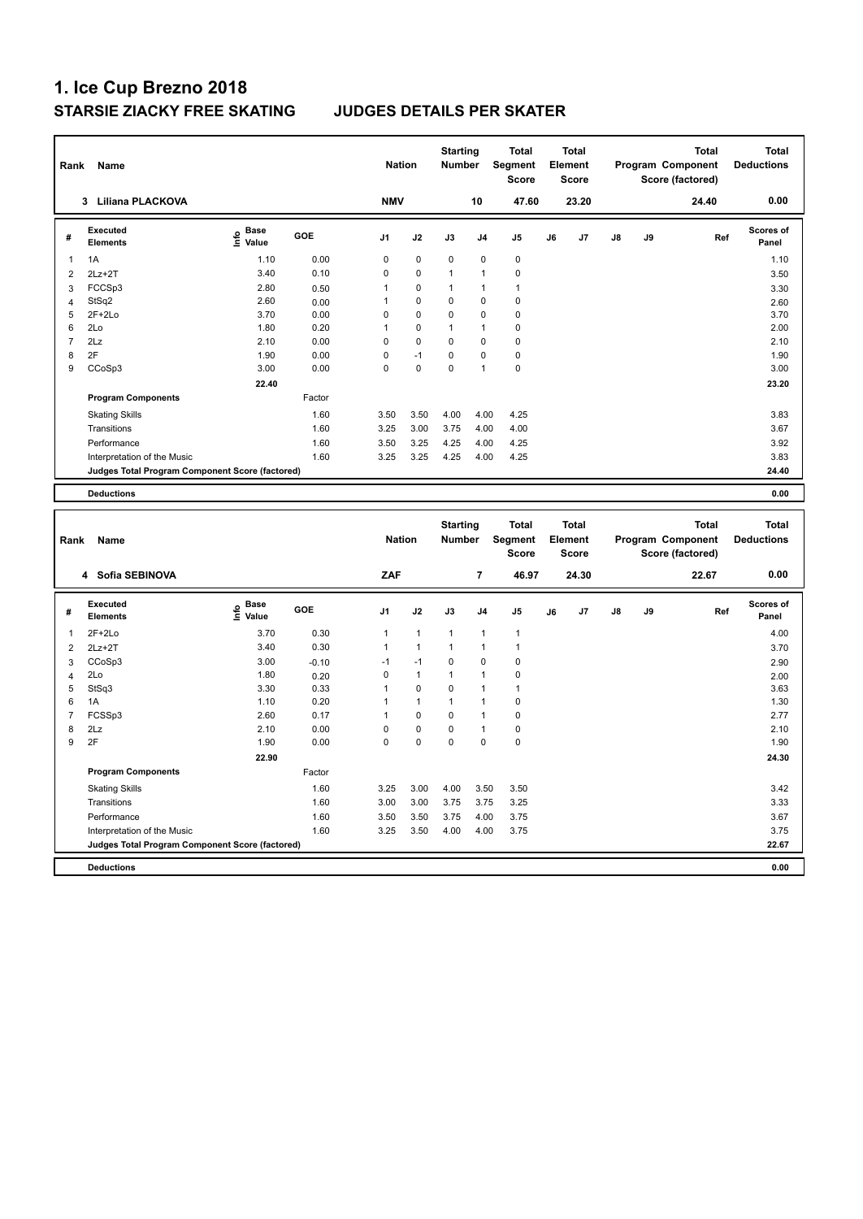# 1. Ice Cup Brezno 2018

## STARSIE ZIACKY FREE SKATING JUDGES DETAILS PER SKATER

| Rank | Name | Nation | Starting Number | Total Segment Score | Total Element Score | Total Program Component Score (factored) | Total Deductions |
|---|---|---|---|---|---|---|---|
| 3 | Liliana PLACKOVA | NMV | 10 | 47.60 | 23.20 | 24.40 | 0.00 |

| # | Executed Elements | Info | Base Value | GOE | J1 | J2 | J3 | J4 | J5 | J6 | J7 | J8 | J9 | Ref | Scores of Panel |
|---|---|---|---|---|---|---|---|---|---|---|---|---|---|---|---|
| 1 | 1A | | 1.10 | 0.00 | 0 | 0 | 0 | 0 | 0 | | | | | | 1.10 |
| 2 | 2Lz+2T | | 3.40 | 0.10 | 0 | 0 | 1 | 1 | 0 | | | | | | 3.50 |
| 3 | FCCSp3 | | 2.80 | 0.50 | 1 | 0 | 1 | 1 | 1 | | | | | | 3.30 |
| 4 | StSq2 | | 2.60 | 0.00 | 1 | 0 | 0 | 0 | 0 | | | | | | 2.60 |
| 5 | 2F+2Lo | | 3.70 | 0.00 | 0 | 0 | 0 | 0 | 0 | | | | | | 3.70 |
| 6 | 2Lo | | 1.80 | 0.20 | 1 | 0 | 1 | 1 | 0 | | | | | | 2.00 |
| 7 | 2Lz | | 2.10 | 0.00 | 0 | 0 | 0 | 0 | 0 | | | | | | 2.10 |
| 8 | 2F | | 1.90 | 0.00 | 0 | -1 | 0 | 0 | 0 | | | | | | 1.90 |
| 9 | CCoSp3 | | 3.00 | 0.00 | 0 | 0 | 0 | 1 | 0 | | | | | | 3.00 |
| | | | 22.40 | | | | | | | | | | | | 23.20 |
| | **Program Components** | | | Factor | | | | | | | | | | | |
| | Skating Skills | | | 1.60 | 3.50 | 3.50 | 4.00 | 4.00 | 4.25 | | | | | | 3.83 |
| | Transitions | | | 1.60 | 3.25 | 3.00 | 3.75 | 4.00 | 4.00 | | | | | | 3.67 |
| | Performance | | | 1.60 | 3.50 | 3.25 | 4.25 | 4.00 | 4.25 | | | | | | 3.92 |
| | Interpretation of the Music | | | 1.60 | 3.25 | 3.25 | 4.25 | 4.00 | 4.25 | | | | | | 3.83 |
| | **Judges Total Program Component Score (factored)** | | | | | | | | | | | | | | 24.40 |
| | **Deductions** | | | | | | | | | | | | | | 0.00 |

| Rank | Name | Nation | Starting Number | Total Segment Score | Total Element Score | Total Program Component Score (factored) | Total Deductions |
|---|---|---|---|---|---|---|---|
| 4 | Sofia SEBINOVA | ZAF | 7 | 46.97 | 24.30 | 22.67 | 0.00 |

| # | Executed Elements | Info | Base Value | GOE | J1 | J2 | J3 | J4 | J5 | J6 | J7 | J8 | J9 | Ref | Scores of Panel |
|---|---|---|---|---|---|---|---|---|---|---|---|---|---|---|---|
| 1 | 2F+2Lo | | 3.70 | 0.30 | 1 | 1 | 1 | 1 | 1 | | | | | | 4.00 |
| 2 | 2Lz+2T | | 3.40 | 0.30 | 1 | 1 | 1 | 1 | 1 | | | | | | 3.70 |
| 3 | CCoSp3 | | 3.00 | -0.10 | -1 | -1 | 0 | 0 | 0 | | | | | | 2.90 |
| 4 | 2Lo | | 1.80 | 0.20 | 0 | 1 | 1 | 1 | 0 | | | | | | 2.00 |
| 5 | StSq3 | | 3.30 | 0.33 | 1 | 0 | 0 | 1 | 1 | | | | | | 3.63 |
| 6 | 1A | | 1.10 | 0.20 | 1 | 1 | 1 | 1 | 0 | | | | | | 1.30 |
| 7 | FCSSp3 | | 2.60 | 0.17 | 1 | 0 | 0 | 1 | 0 | | | | | | 2.77 |
| 8 | 2Lz | | 2.10 | 0.00 | 0 | 0 | 0 | 1 | 0 | | | | | | 2.10 |
| 9 | 2F | | 1.90 | 0.00 | 0 | 0 | 0 | 0 | 0 | | | | | | 1.90 |
| | | | 22.90 | | | | | | | | | | | | 24.30 |
| | **Program Components** | | | Factor | | | | | | | | | | | |
| | Skating Skills | | | 1.60 | 3.25 | 3.00 | 4.00 | 3.50 | 3.50 | | | | | | 3.42 |
| | Transitions | | | 1.60 | 3.00 | 3.00 | 3.75 | 3.75 | 3.25 | | | | | | 3.33 |
| | Performance | | | 1.60 | 3.50 | 3.50 | 3.75 | 4.00 | 3.75 | | | | | | 3.67 |
| | Interpretation of the Music | | | 1.60 | 3.25 | 3.50 | 4.00 | 4.00 | 3.75 | | | | | | 3.75 |
| | **Judges Total Program Component Score (factored)** | | | | | | | | | | | | | | 22.67 |
| | **Deductions** | | | | | | | | | | | | | | 0.00 |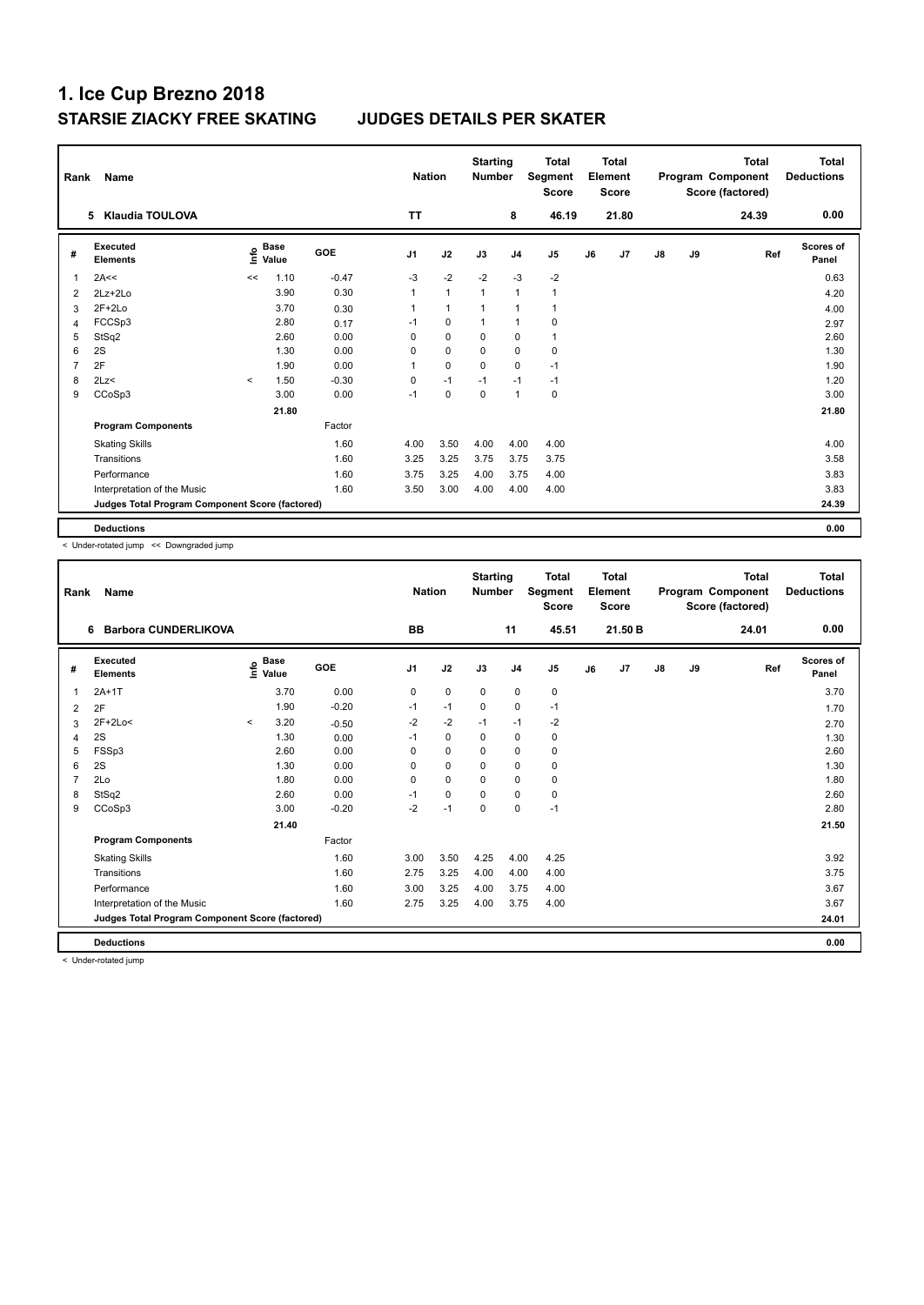# 1. Ice Cup Brezno 2018

## STARSIE ZIACKY FREE SKATING JUDGES DETAILS PER SKATER

| Rank | Name | Nation | Starting Number | Total Segment Score | Total Element Score | Total Program Component Score (factored) | Total Deductions |
|---|---|---|---|---|---|---|---|
| 5 | Klaudia TOULOVA | TT | 8 | 46.19 | 21.80 | 24.39 | 0.00 |

| # | Executed Elements | Info | Base Value | GOE | J1 | J2 | J3 | J4 | J5 | J6 | J7 | J8 | J9 | Ref | Scores of Panel |
|---|---|---|---|---|---|---|---|---|---|---|---|---|---|---|---|
| 1 | 2A<< | << | 1.10 | -0.47 | -3 | -2 | -2 | -3 | -2 | | | | | | 0.63 |
| 2 | 2Lz+2Lo | | 3.90 | 0.30 | 1 | 1 | 1 | 1 | 1 | | | | | | 4.20 |
| 3 | 2F+2Lo | | 3.70 | 0.30 | 1 | 1 | 1 | 1 | 1 | | | | | | 4.00 |
| 4 | FCCSp3 | | 2.80 | 0.17 | -1 | 0 | 1 | 1 | 0 | | | | | | 2.97 |
| 5 | StSq2 | | 2.60 | 0.00 | 0 | 0 | 0 | 0 | 1 | | | | | | 2.60 |
| 6 | 2S | | 1.30 | 0.00 | 0 | 0 | 0 | 0 | 0 | | | | | | 1.30 |
| 7 | 2F | | 1.90 | 0.00 | 1 | 0 | 0 | 0 | -1 | | | | | | 1.90 |
| 8 | 2Lz< | < | 1.50 | -0.30 | 0 | -1 | -1 | -1 | -1 | | | | | | 1.20 |
| 9 | CCoSp3 | | 3.00 | 0.00 | -1 | 0 | 0 | 1 | 0 | | | | | | 3.00 |
| | | | 21.80 | | | | | | | | | | | | 21.80 |
| | **Program Components** | | | Factor | | | | | | | | | | | |
| | Skating Skills | | | 1.60 | 4.00 | 3.50 | 4.00 | 4.00 | 4.00 | | | | | | 4.00 |
| | Transitions | | | 1.60 | 3.25 | 3.25 | 3.75 | 3.75 | 3.75 | | | | | | 3.58 |
| | Performance | | | 1.60 | 3.75 | 3.25 | 4.00 | 3.75 | 4.00 | | | | | | 3.83 |
| | Interpretation of the Music | | | 1.60 | 3.50 | 3.00 | 4.00 | 4.00 | 4.00 | | | | | | 3.83 |
| | **Judges Total Program Component Score (factored)** | | | | | | | | | | | | | | 24.39 |
| | **Deductions** | | | | | | | | | | | | | | 0.00 |

< Under-rotated jump << Downgraded jump

| Rank | Name | Nation | Starting Number | Total Segment Score | Total Element Score | Total Program Component Score (factored) | Total Deductions |
|---|---|---|---|---|---|---|---|
| 6 | Barbora CUNDERLIKOVA | BB | 11 | 45.51 | 21.50 B | 24.01 | 0.00 |

| # | Executed Elements | Info | Base Value | GOE | J1 | J2 | J3 | J4 | J5 | J6 | J7 | J8 | J9 | Ref | Scores of Panel |
|---|---|---|---|---|---|---|---|---|---|---|---|---|---|---|---|
| 1 | 2A+1T | | 3.70 | 0.00 | 0 | 0 | 0 | 0 | 0 | | | | | | 3.70 |
| 2 | 2F | | 1.90 | -0.20 | -1 | -1 | 0 | 0 | -1 | | | | | | 1.70 |
| 3 | 2F+2Lo< | < | 3.20 | -0.50 | -2 | -2 | -1 | -1 | -2 | | | | | | 2.70 |
| 4 | 2S | | 1.30 | 0.00 | -1 | 0 | 0 | 0 | 0 | | | | | | 1.30 |
| 5 | FSSp3 | | 2.60 | 0.00 | 0 | 0 | 0 | 0 | 0 | | | | | | 2.60 |
| 6 | 2S | | 1.30 | 0.00 | 0 | 0 | 0 | 0 | 0 | | | | | | 1.30 |
| 7 | 2Lo | | 1.80 | 0.00 | 0 | 0 | 0 | 0 | 0 | | | | | | 1.80 |
| 8 | StSq2 | | 2.60 | 0.00 | -1 | 0 | 0 | 0 | 0 | | | | | | 2.60 |
| 9 | CCoSp3 | | 3.00 | -0.20 | -2 | -1 | 0 | 0 | -1 | | | | | | 2.80 |
| | | | 21.40 | | | | | | | | | | | | 21.50 |
| | **Program Components** | | | Factor | | | | | | | | | | | |
| | Skating Skills | | | 1.60 | 3.00 | 3.50 | 4.25 | 4.00 | 4.25 | | | | | | 3.92 |
| | Transitions | | | 1.60 | 2.75 | 3.25 | 4.00 | 4.00 | 4.00 | | | | | | 3.75 |
| | Performance | | | 1.60 | 3.00 | 3.25 | 4.00 | 3.75 | 4.00 | | | | | | 3.67 |
| | Interpretation of the Music | | | 1.60 | 2.75 | 3.25 | 4.00 | 3.75 | 4.00 | | | | | | 3.67 |
| | **Judges Total Program Component Score (factored)** | | | | | | | | | | | | | | 24.01 |
| | **Deductions** | | | | | | | | | | | | | | 0.00 |

< Under-rotated jump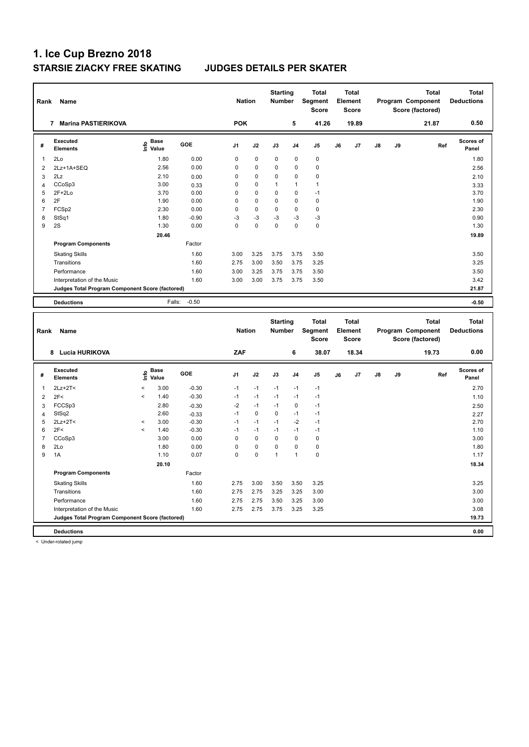# 1. Ice Cup Brezno 2018

## STARSIE ZIACKY FREE SKATING JUDGES DETAILS PER SKATER

| Rank | Name | Nation | Starting Number | Total Segment Score | Total Element Score | Total Program Component Score (factored) | Total Deductions |
|---|---|---|---|---|---|---|---|
| 7 | Marina PASTIERIKOVA | POK | 5 | 41.26 | 19.89 | 21.87 | 0.50 |

| # | Executed Elements | Info | Base Value | GOE | J1 | J2 | J3 | J4 | J5 | J6 | J7 | J8 | J9 | Ref | Scores of Panel |
|---|---|---|---|---|---|---|---|---|---|---|---|---|---|---|---|
| 1 | 2Lo | | 1.80 | 0.00 | 0 | 0 | 0 | 0 | 0 | | | | | | 1.80 |
| 2 | 2Lz+1A+SEQ | | 2.56 | 0.00 | 0 | 0 | 0 | 0 | 0 | | | | | | 2.56 |
| 3 | 2Lz | | 2.10 | 0.00 | 0 | 0 | 0 | 0 | 0 | | | | | | 2.10 |
| 4 | CCoSp3 | | 3.00 | 0.33 | 0 | 0 | 1 | 1 | 1 | | | | | | 3.33 |
| 5 | 2F+2Lo | | 3.70 | 0.00 | 0 | 0 | 0 | 0 | -1 | | | | | | 3.70 |
| 6 | 2F | | 1.90 | 0.00 | 0 | 0 | 0 | 0 | 0 | | | | | | 1.90 |
| 7 | FCSp2 | | 2.30 | 0.00 | 0 | 0 | 0 | 0 | 0 | | | | | | 2.30 |
| 8 | StSq1 | | 1.80 | -0.90 | -3 | -3 | -3 | -3 | -3 | | | | | | 0.90 |
| 9 | 2S | | 1.30 | 0.00 | 0 | 0 | 0 | 0 | 0 | | | | | | 1.30 |
| | | | 20.46 | | | | | | | | | | | | 19.89 |
| | **Program Components** | | | Factor | | | | | | | | | | | |
| | Skating Skills | | | 1.60 | 3.00 | 3.25 | 3.75 | 3.75 | 3.50 | | | | | | 3.50 |
| | Transitions | | | 1.60 | 2.75 | 3.00 | 3.50 | 3.75 | 3.25 | | | | | | 3.25 |
| | Performance | | | 1.60 | 3.00 | 3.25 | 3.75 | 3.75 | 3.50 | | | | | | 3.50 |
| | Interpretation of the Music | | | 1.60 | 3.00 | 3.00 | 3.75 | 3.75 | 3.50 | | | | | | 3.42 |
| | **Judges Total Program Component Score (factored)** | | | | | | | | | | | | | | 21.87 |
| | **Deductions** | | Falls: | -0.50 | | | | | | | | | | | -0.50 |

| Rank | Name | Nation | Starting Number | Total Segment Score | Total Element Score | Total Program Component Score (factored) | Total Deductions |
|---|---|---|---|---|---|---|---|
| 8 | Lucia HURIKOVA | ZAF | 6 | 38.07 | 18.34 | 19.73 | 0.00 |

| # | Executed Elements | Info | Base Value | GOE | J1 | J2 | J3 | J4 | J5 | J6 | J7 | J8 | J9 | Ref | Scores of Panel |
|---|---|---|---|---|---|---|---|---|---|---|---|---|---|---|---|
| 1 | 2Lz+2T< | < | 3.00 | -0.30 | -1 | -1 | -1 | -1 | -1 | | | | | | 2.70 |
| 2 | 2F< | < | 1.40 | -0.30 | -1 | -1 | -1 | -1 | -1 | | | | | | 1.10 |
| 3 | FCCSp3 | | 2.80 | -0.30 | -2 | -1 | -1 | 0 | -1 | | | | | | 2.50 |
| 4 | StSq2 | | 2.60 | -0.33 | -1 | 0 | 0 | -1 | -1 | | | | | | 2.27 |
| 5 | 2Lz+2T< | < | 3.00 | -0.30 | -1 | -1 | -1 | -2 | -1 | | | | | | 2.70 |
| 6 | 2F< | < | 1.40 | -0.30 | -1 | -1 | -1 | -1 | -1 | | | | | | 1.10 |
| 7 | CCoSp3 | | 3.00 | 0.00 | 0 | 0 | 0 | 0 | 0 | | | | | | 3.00 |
| 8 | 2Lo | | 1.80 | 0.00 | 0 | 0 | 0 | 0 | 0 | | | | | | 1.80 |
| 9 | 1A | | 1.10 | 0.07 | 0 | 0 | 1 | 1 | 0 | | | | | | 1.17 |
| | | | 20.10 | | | | | | | | | | | | 18.34 |
| | **Program Components** | | | Factor | | | | | | | | | | | |
| | Skating Skills | | | 1.60 | 2.75 | 3.00 | 3.50 | 3.50 | 3.25 | | | | | | 3.25 |
| | Transitions | | | 1.60 | 2.75 | 2.75 | 3.25 | 3.25 | 3.00 | | | | | | 3.00 |
| | Performance | | | 1.60 | 2.75 | 2.75 | 3.50 | 3.25 | 3.00 | | | | | | 3.00 |
| | Interpretation of the Music | | | 1.60 | 2.75 | 2.75 | 3.75 | 3.25 | 3.25 | | | | | | 3.08 |
| | **Judges Total Program Component Score (factored)** | | | | | | | | | | | | | | 19.73 |
| | **Deductions** | | | | | | | | | | | | | | 0.00 |

< Under-rotated jump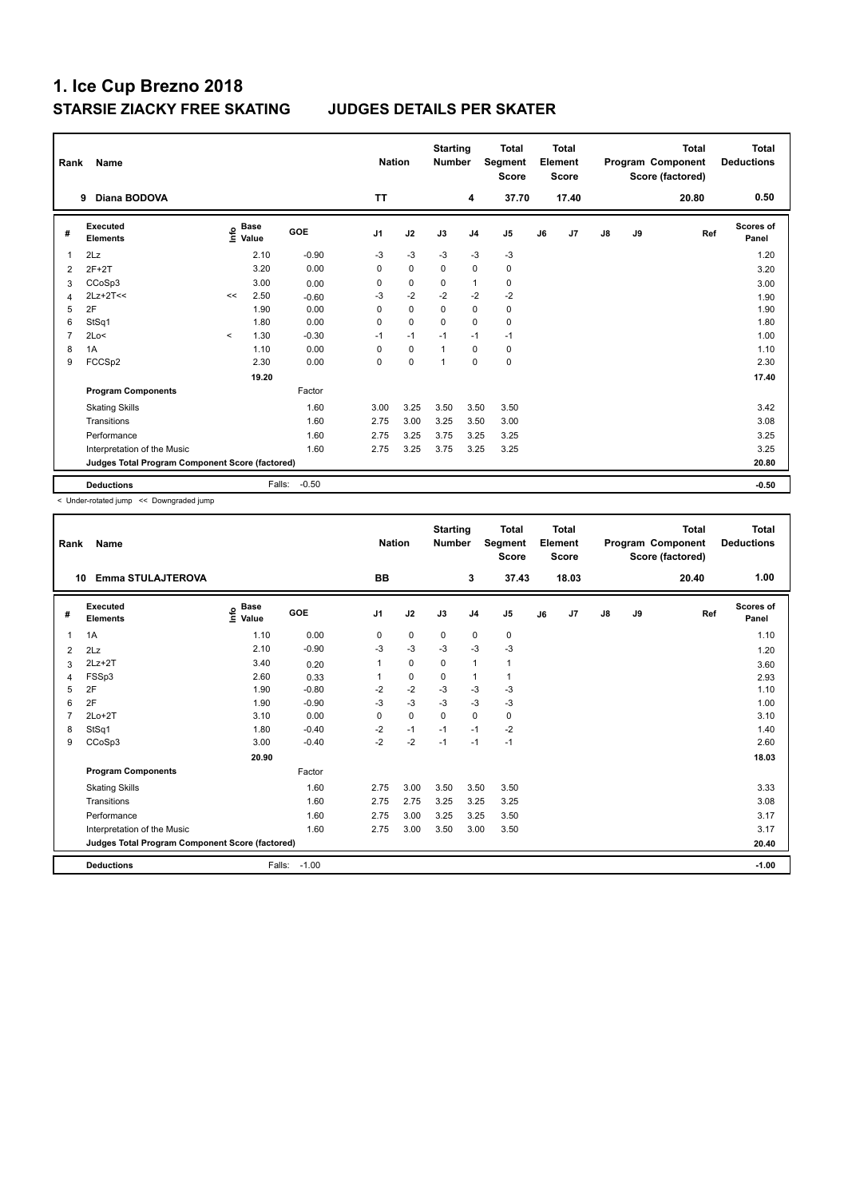# 1. Ice Cup Brezno 2018

## STARSIE ZIACKY FREE SKATING JUDGES DETAILS PER SKATER

| Rank | Name | Nation | Starting Number | Total Segment Score | Total Element Score | Total Program Component Score (factored) | Total Deductions |
|---|---|---|---|---|---|---|---|
| 9 | Diana BODOVA | TT | 4 | 37.70 | 17.40 | 20.80 | 0.50 |

| # | Executed Elements | Info | Base Value | GOE | J1 | J2 | J3 | J4 | J5 | J6 | J7 | J8 | J9 | Ref | Scores of Panel |
|---|---|---|---|---|---|---|---|---|---|---|---|---|---|---|---|
| 1 | 2Lz | | 2.10 | -0.90 | -3 | -3 | -3 | -3 | -3 | | | | | | 1.20 |
| 2 | 2F+2T | | 3.20 | 0.00 | 0 | 0 | 0 | 0 | 0 | | | | | | 3.20 |
| 3 | CCoSp3 | | 3.00 | 0.00 | 0 | 0 | 0 | 1 | 0 | | | | | | 3.00 |
| 4 | 2Lz+2T<< | << | 2.50 | -0.60 | -3 | -2 | -2 | -2 | -2 | | | | | | 1.90 |
| 5 | 2F | | 1.90 | 0.00 | 0 | 0 | 0 | 0 | 0 | | | | | | 1.90 |
| 6 | StSq1 | | 1.80 | 0.00 | 0 | 0 | 0 | 0 | 0 | | | | | | 1.80 |
| 7 | 2Lo< | < | 1.30 | -0.30 | -1 | -1 | -1 | -1 | -1 | | | | | | 1.00 |
| 8 | 1A | | 1.10 | 0.00 | 0 | 0 | 1 | 0 | 0 | | | | | | 1.10 |
| 9 | FCCSp2 | | 2.30 | 0.00 | 0 | 0 | 1 | 0 | 0 | | | | | | 2.30 |
| | | | 19.20 | | | | | | | | | | | | 17.40 |
| | **Program Components** | | | Factor | | | | | | | | | | | |
| | Skating Skills | | | 1.60 | 3.00 | 3.25 | 3.50 | 3.50 | 3.50 | | | | | | 3.42 |
| | Transitions | | | 1.60 | 2.75 | 3.00 | 3.25 | 3.50 | 3.00 | | | | | | 3.08 |
| | Performance | | | 1.60 | 2.75 | 3.25 | 3.75 | 3.25 | 3.25 | | | | | | 3.25 |
| | Interpretation of the Music | | | 1.60 | 2.75 | 3.25 | 3.75 | 3.25 | 3.25 | | | | | | 3.25 |
| | **Judges Total Program Component Score (factored)** | | | | | | | | | | | | | | 20.80 |
| | **Deductions** | | Falls: | -0.50 | | | | | | | | | | | -0.50 |

< Under-rotated jump << Downgraded jump

| Rank | Name | Nation | Starting Number | Total Segment Score | Total Element Score | Total Program Component Score (factored) | Total Deductions |
|---|---|---|---|---|---|---|---|
| 10 | Emma STULAJTEROVA | BB | 3 | 37.43 | 18.03 | 20.40 | 1.00 |

| # | Executed Elements | Info | Base Value | GOE | J1 | J2 | J3 | J4 | J5 | J6 | J7 | J8 | J9 | Ref | Scores of Panel |
|---|---|---|---|---|---|---|---|---|---|---|---|---|---|---|---|
| 1 | 1A | | 1.10 | 0.00 | 0 | 0 | 0 | 0 | 0 | | | | | | 1.10 |
| 2 | 2Lz | | 2.10 | -0.90 | -3 | -3 | -3 | -3 | -3 | | | | | | 1.20 |
| 3 | 2Lz+2T | | 3.40 | 0.20 | 1 | 0 | 0 | 1 | 1 | | | | | | 3.60 |
| 4 | FSSp3 | | 2.60 | 0.33 | 1 | 0 | 0 | 1 | 1 | | | | | | 2.93 |
| 5 | 2F | | 1.90 | -0.80 | -2 | -2 | -3 | -3 | -3 | | | | | | 1.10 |
| 6 | 2F | | 1.90 | -0.90 | -3 | -3 | -3 | -3 | -3 | | | | | | 1.00 |
| 7 | 2Lo+2T | | 3.10 | 0.00 | 0 | 0 | 0 | 0 | 0 | | | | | | 3.10 |
| 8 | StSq1 | | 1.80 | -0.40 | -2 | -1 | -1 | -1 | -2 | | | | | | 1.40 |
| 9 | CCoSp3 | | 3.00 | -0.40 | -2 | -2 | -1 | -1 | -1 | | | | | | 2.60 |
| | | | 20.90 | | | | | | | | | | | | 18.03 |
| | **Program Components** | | | Factor | | | | | | | | | | | |
| | Skating Skills | | | 1.60 | 2.75 | 3.00 | 3.50 | 3.50 | 3.50 | | | | | | 3.33 |
| | Transitions | | | 1.60 | 2.75 | 2.75 | 3.25 | 3.25 | 3.25 | | | | | | 3.08 |
| | Performance | | | 1.60 | 2.75 | 3.00 | 3.25 | 3.25 | 3.50 | | | | | | 3.17 |
| | Interpretation of the Music | | | 1.60 | 2.75 | 3.00 | 3.50 | 3.00 | 3.50 | | | | | | 3.17 |
| | **Judges Total Program Component Score (factored)** | | | | | | | | | | | | | | 20.40 |
| | **Deductions** | | Falls: | -1.00 | | | | | | | | | | | -1.00 |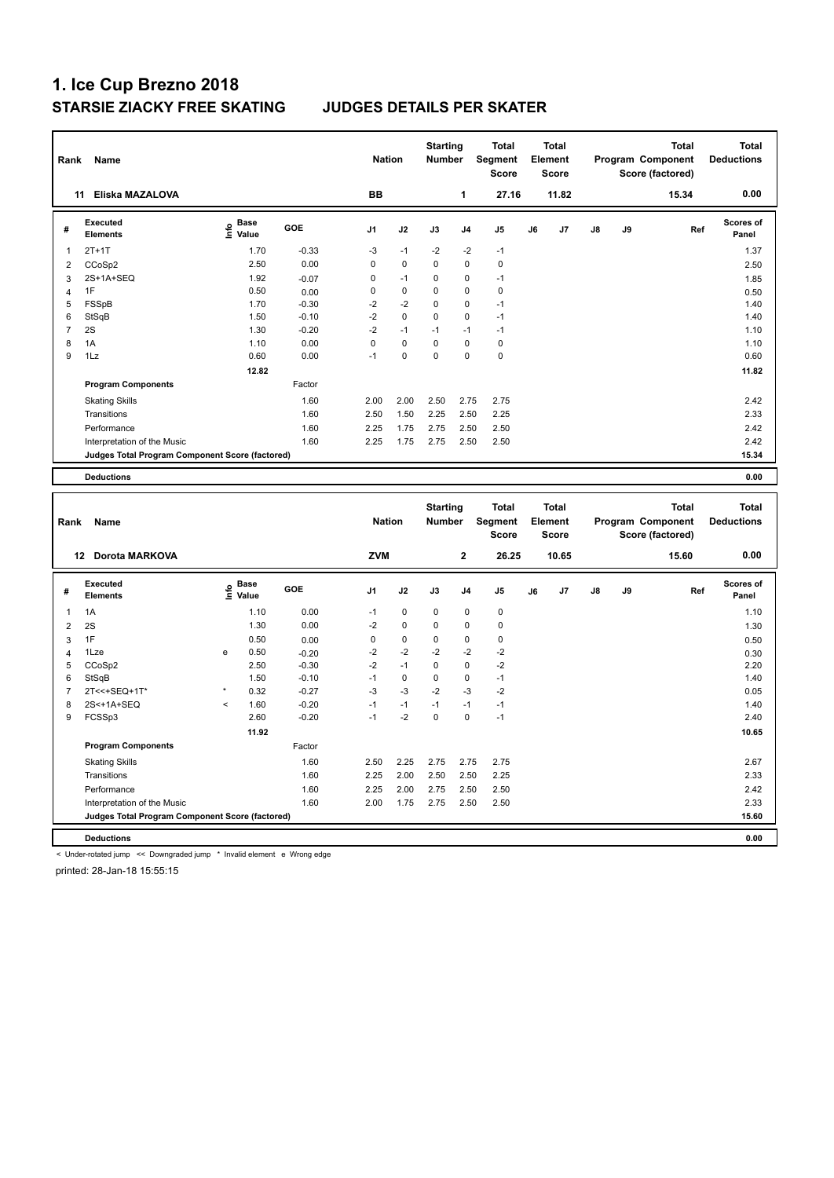# 1. Ice Cup Brezno 2018

## STARSIE ZIACKY FREE SKATING JUDGES DETAILS PER SKATER

| Rank | Name | Nation | Starting Number | Total Segment Score | Total Element Score | Total Program Component Score (factored) | Total Deductions |
|---|---|---|---|---|---|---|---|
| 11 | Eliska MAZALOVA | BB | 1 | 27.16 | 11.82 | 15.34 | 0.00 |

| # | Executed Elements | Info | Base Value | GOE | J1 | J2 | J3 | J4 | J5 | J6 | J7 | J8 | J9 | Ref | Scores of Panel |
|---|---|---|---|---|---|---|---|---|---|---|---|---|---|---|---|
| 1 | 2T+1T | | 1.70 | -0.33 | -3 | -1 | -2 | -2 | -1 | | | | | | 1.37 |
| 2 | CCoSp2 | | 2.50 | 0.00 | 0 | 0 | 0 | 0 | 0 | | | | | | 2.50 |
| 3 | 2S+1A+SEQ | | 1.92 | -0.07 | 0 | -1 | 0 | 0 | -1 | | | | | | 1.85 |
| 4 | 1F | | 0.50 | 0.00 | 0 | 0 | 0 | 0 | 0 | | | | | | 0.50 |
| 5 | FSSpB | | 1.70 | -0.30 | -2 | -2 | 0 | 0 | -1 | | | | | | 1.40 |
| 6 | StSqB | | 1.50 | -0.10 | -2 | 0 | 0 | 0 | -1 | | | | | | 1.40 |
| 7 | 2S | | 1.30 | -0.20 | -2 | -1 | -1 | -1 | -1 | | | | | | 1.10 |
| 8 | 1A | | 1.10 | 0.00 | 0 | 0 | 0 | 0 | 0 | | | | | | 1.10 |
| 9 | 1Lz | | 0.60 | 0.00 | -1 | 0 | 0 | 0 | 0 | | | | | | 0.60 |
| | | | 12.82 | | | | | | | | | | | | 11.82 |
| | Program Components | | | Factor | | | | | | | | | | | |
| | Skating Skills | | | 1.60 | 2.00 | 2.00 | 2.50 | 2.75 | 2.75 | | | | | | 2.42 |
| | Transitions | | | 1.60 | 2.50 | 1.50 | 2.25 | 2.50 | 2.25 | | | | | | 2.33 |
| | Performance | | | 1.60 | 2.25 | 1.75 | 2.75 | 2.50 | 2.50 | | | | | | 2.42 |
| | Interpretation of the Music | | | 1.60 | 2.25 | 1.75 | 2.75 | 2.50 | 2.50 | | | | | | 2.42 |
| | Judges Total Program Component Score (factored) | | | | | | | | | | | | | | 15.34 |
| | Deductions | | | | | | | | | | | | | | 0.00 |

| Rank | Name | Nation | Starting Number | Total Segment Score | Total Element Score | Total Program Component Score (factored) | Total Deductions |
|---|---|---|---|---|---|---|---|
| 12 | Dorota MARKOVA | ZVM | 2 | 26.25 | 10.65 | 15.60 | 0.00 |

| # | Executed Elements | Info | Base Value | GOE | J1 | J2 | J3 | J4 | J5 | J6 | J7 | J8 | J9 | Ref | Scores of Panel |
|---|---|---|---|---|---|---|---|---|---|---|---|---|---|---|---|
| 1 | 1A | | 1.10 | 0.00 | -1 | 0 | 0 | 0 | 0 | | | | | | 1.10 |
| 2 | 2S | | 1.30 | 0.00 | -2 | 0 | 0 | 0 | 0 | | | | | | 1.30 |
| 3 | 1F | | 0.50 | 0.00 | 0 | 0 | 0 | 0 | 0 | | | | | | 0.50 |
| 4 | 1Lze | e | 0.50 | -0.20 | -2 | -2 | -2 | -2 | -2 | | | | | | 0.30 |
| 5 | CCoSp2 | | 2.50 | -0.30 | -2 | -1 | 0 | 0 | -2 | | | | | | 2.20 |
| 6 | StSqB | | 1.50 | -0.10 | -1 | 0 | 0 | 0 | -1 | | | | | | 1.40 |
| 7 | 2T<<+SEQ+1T* | * | 0.32 | -0.27 | -3 | -3 | -2 | -3 | -2 | | | | | | 0.05 |
| 8 | 2S<+1A+SEQ | < | 1.60 | -0.20 | -1 | -1 | -1 | -1 | -1 | | | | | | 1.40 |
| 9 | FCSSp3 | | 2.60 | -0.20 | -1 | -2 | 0 | 0 | -1 | | | | | | 2.40 |
| | | | 11.92 | | | | | | | | | | | | 10.65 |
| | Program Components | | | Factor | | | | | | | | | | | |
| | Skating Skills | | | 1.60 | 2.50 | 2.25 | 2.75 | 2.75 | 2.75 | | | | | | 2.67 |
| | Transitions | | | 1.60 | 2.25 | 2.00 | 2.50 | 2.50 | 2.25 | | | | | | 2.33 |
| | Performance | | | 1.60 | 2.25 | 2.00 | 2.75 | 2.50 | 2.50 | | | | | | 2.42 |
| | Interpretation of the Music | | | 1.60 | 2.00 | 1.75 | 2.75 | 2.50 | 2.50 | | | | | | 2.33 |
| | Judges Total Program Component Score (factored) | | | | | | | | | | | | | | 15.60 |
| | Deductions | | | | | | | | | | | | | | 0.00 |

< Under-rotated jump << Downgraded jump * Invalid element e Wrong edge

printed: 28-Jan-18 15:55:15